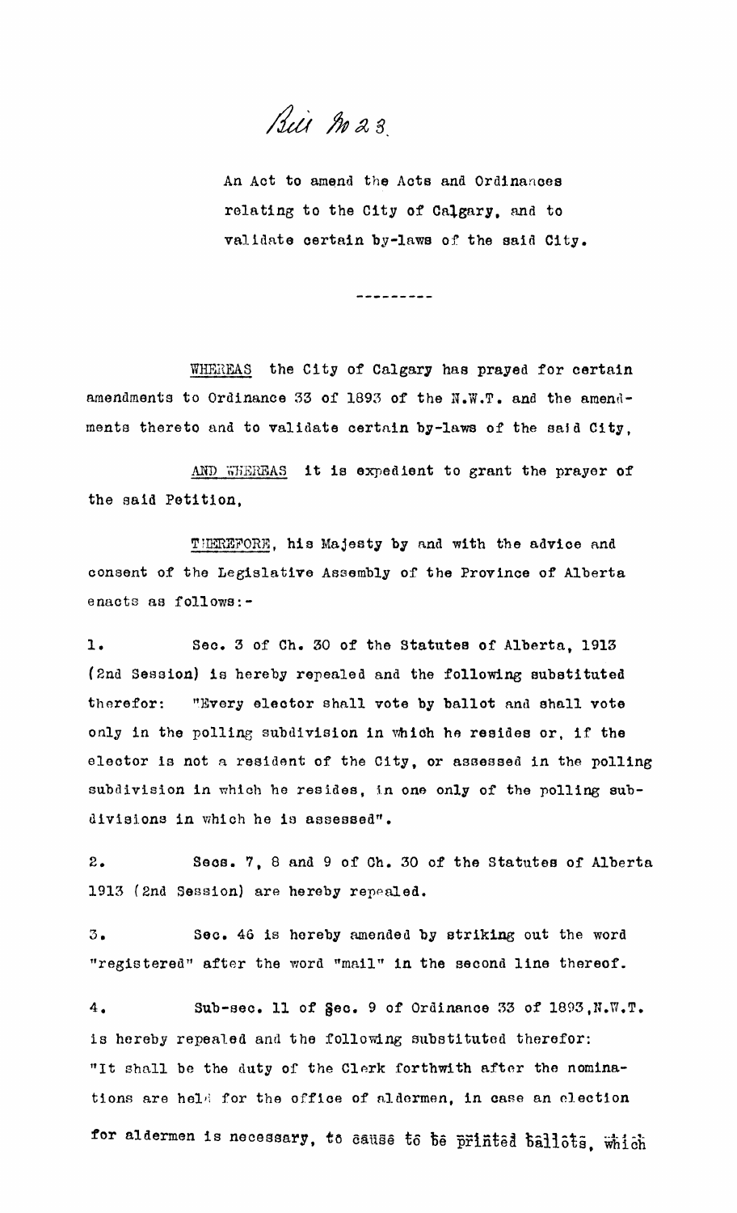*Bill No 23*

An Act to amend the Acts and Ordinances relating to the City of Calgary, and to validate certain by-laws of the said City.

---------

WHEREAS the City of Calgary has prayed for certain amendments to Ordinance 33 of 1893 of the N.W.T. and the amendments thereto and to validate certain by-laws of the said City,

AND WHEREAS it is expedient to grant the prayer of the said Petition,

THEREFORE, his Majesty by and with the advice and consent of the Legislative Assembly of the Province of Alberta enacts as follows:-

1. Sec. 3 of Ch. 30 of the Statutes of Alberta, 1913 (2nd Session) is hereby repealed and the following substituted therefor: "Every elector shall vote by ballot and shall vote only in the polling subdivision in which he resides or, if the elector is not a resident of the City, or assessed in the polling subdivision in which he resides, in one only of the polling subdivisions in which he is assessed".

2. Secs. 7, 8 and 9 of Ch. 30 of the Statutes of Alberta 1913 (2nd Session) are hereby repealed.

3. Sec. 46 is hereby amended by striking out the word "registered" after the word "mail" in the second line thereof.

4. Sub-sec. 11 of Sec. 9 of Ordinance 33 of 1893, N.W.T. is hereby repealed and the following substituted therefor: "It shall be the duty of the Clerk forthwith after the nominations are held for the office of aldermen, in case an election for aldermen is necessary, to cause to be printed ballots, which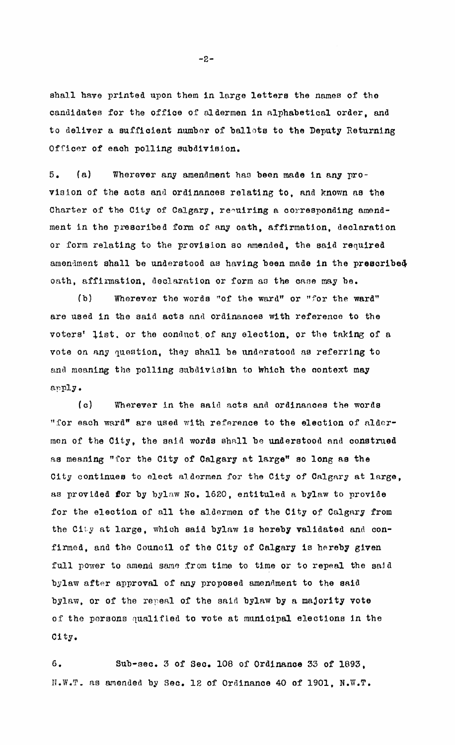shall have printed upon them in large letters the names of the candidates for the office of aldermen in alphabetical order, and to deliver a sufficient number of ballots to the Deputy Returning Officer of each polling subdivision.

5. (a) Wherever any amendment has been made in any provision of the acts and ordinances relating to, and known as the Charter of the City of Calgary, requiring a corresponding amendment in the prescribed form of any oath, affirmation, declaration or form relating to the provision so amended, the said required amendment shall be understood as having been made in the prescribed oath, affirmation, declaration or form as the case may be.

(b) Wherever the words "of the ward" or "for the ward" are used in the said acts and ordinances with reference to the voters' list, or the conduct of any election, or the taking of a vote on any question, they shall be understood as referring to and meaning the polling subdivision to which the context may apply.

(c) Wherever in the said acts and ordinances the words "for each ward" are used with reference to the election of aldermen of the City, the said words shall be understood and construed as meaning "for the City of Calgary at large" so long as the City continues to elect aldermen for the City of Calgary at large, as provided for by bylaw No. 1620, entituled a bylaw to provide for the election of all the aldermen of the City of Calgary from the City at large, which said bylaw is hereby validated and confirmed, and the Council of the City of Calgary is hereby given full power to amend same from time to time or to repeal the said bylaw after approval of any proposed amendment to the said bylaw, or of the repeal of the said bylaw by a majority vote of the persons qualified to vote at municipal elections in the City.

6. Sub-sec. 3 of Sec. 108 of Ordinance 33 of 1893, N.W.T. as amended by Sec. 12 of Ordinance 40 of 1901, N.W.T.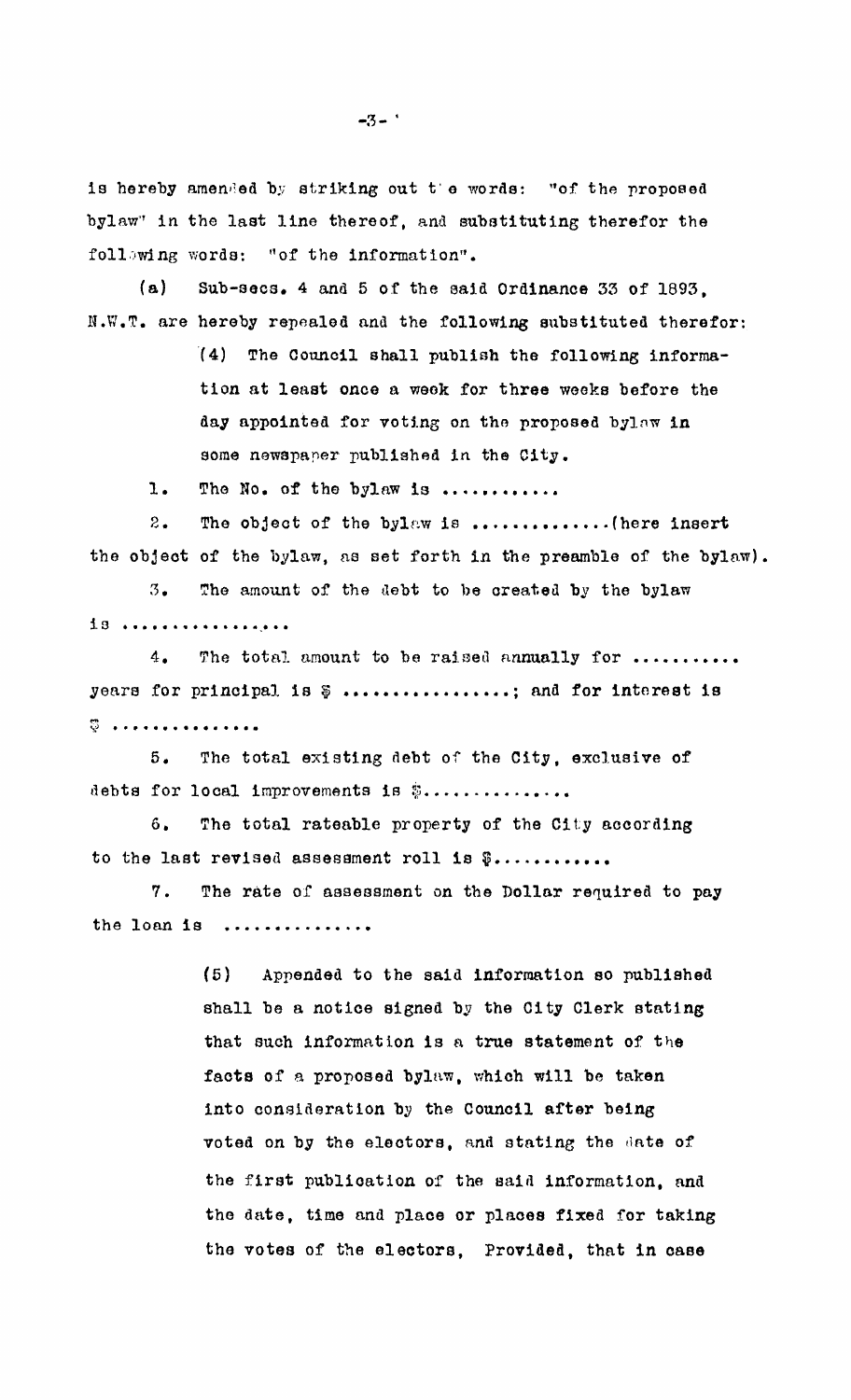is hereby amended by striking out the words: "of the proposed bylaw" in the last line thereof, and substituting therefor the following words: "of the information".

(a) Sub-secs. 4 and 5 of the said Ordinance 33 of 1893, N.W.T. are hereby repealed and the following substituted therefor:

> (4) The Council shall publish the following information at least once a week for three weeks before the day appointed for voting on the proposed bylaw in some newspaper published in the City.

1. The No. of the bylaw is ............

2. The object of the bylaw is ..............(here insert the object of the bylaw, as set forth in the preamble of the bylaw).

3. The amount of the debt to be created by the bylaw is ................

4. The total amount to be raised annually for ........... years for principal is $ .................; and for interest is $ ...............

5. The total existing debt of the City, exclusive of debts for local improvements is $..............

6. The total rateable property of the City according to the last revised assessment roll is $............

7. The rate of assessment on the Dollar required to pay the loan is ...............

> (5) Appended to the said information so published shall be a notice signed by the City Clerk stating that such information is a true statement of the facts of a proposed bylaw, which will be taken into consideration by the Council after being voted on by the electors, and stating the date of the first publication of the said information, and the date, time and place or places fixed for taking the votes of the electors, Provided, that in case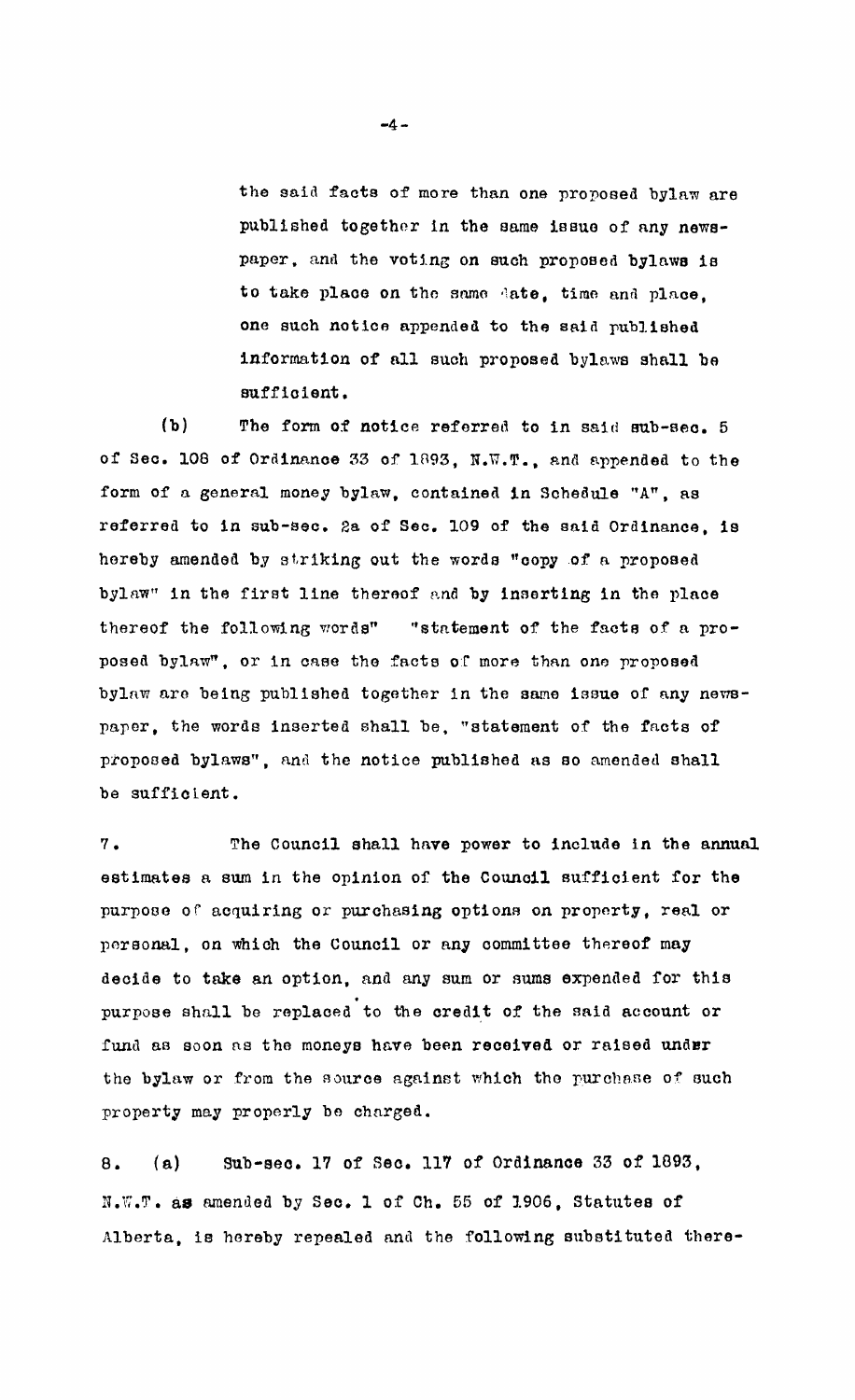the said facts of more than one proposed bylaw are published together in the same issue of any newspaper, and the voting on such proposed bylaws is to take place on the same date, time and place, one such notice appended to the said published information of all such proposed bylaws shall be sufficient.

(b) The form of notice referred to in said sub-sec. 5 of Sec. 108 of Ordinance 33 of 1893, N.W.T., and appended to the form of a general money bylaw, contained in Schedule "A", as referred to in sub-sec. 2a of Sec. 109 of the said Ordinance, is hereby amended by striking out the words "copy of a proposed bylaw" in the first line thereof and by inserting in the place thereof the following words" "statement of the facts of a proposed bylaw", or in case the facts of more than one proposed bylaw are being published together in the same issue of any newspaper, the words inserted shall be, "statement of the facts of proposed bylaws", and the notice published as so amended shall be sufficient.

7. The Council shall have power to include in the annual estimates a sum in the opinion of the Council sufficient for the purpose of acquiring or purchasing options on property, real or personal, on which the Council or any committee thereof may decide to take an option, and any sum or sums expended for this purpose shall be replaced to the credit of the said account or fund as soon as the moneys have been received or raised under the bylaw or from the source against which the purchase of such property may properly be charged.

8. (a) Sub-sec. 17 of Sec. 117 of Ordinance 33 of 1893, N.W.T. as amended by Sec. 1 of Ch. 55 of 1906, Statutes of Alberta, is hereby repealed and the following substituted there-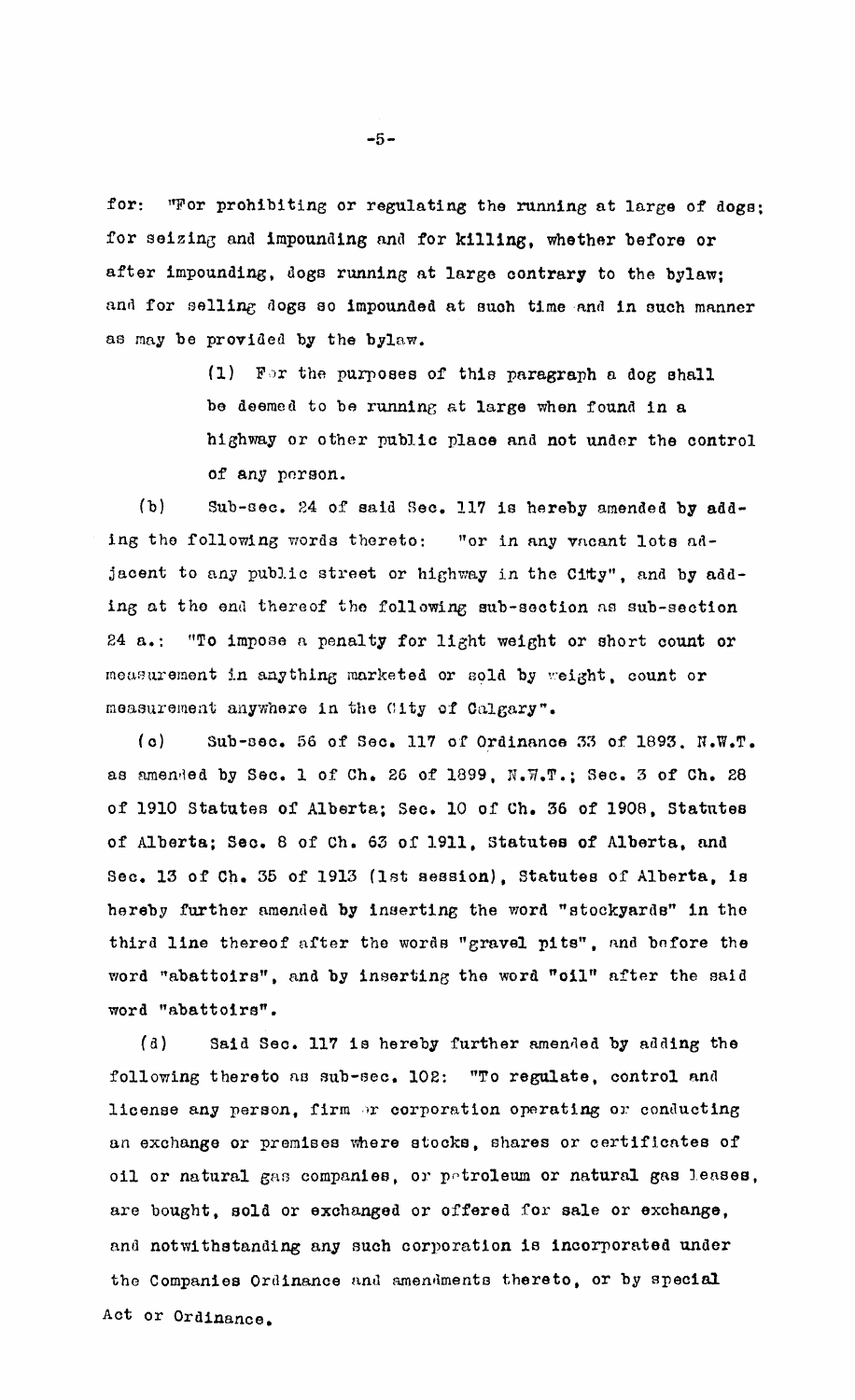for: "For prohibiting or regulating the running at large of dogs; for seizing and impounding and for killing, whether before or after impounding, dogs running at large contrary to the bylaw; and for selling dogs so impounded at such time and in such manner as may be provided by the bylaw.

(1) For the purposes of this paragraph a dog shall be deemed to be running at large when found in a highway or other public place and not under the control of any person.

(b) Sub-sec. 24 of said Sec. 117 is hereby amended by adding the following words thereto: "or in any vacant lots adjacent to any public street or highway in the City", and by adding at the end thereof the following sub-section as sub-section 24 a.: "To impose a penalty for light weight or short count or measurement in anything marketed or sold by weight, count or measurement anywhere in the City of Calgary".

(c) Sub-sec. 56 of Sec. 117 of Ordinance 33 of 1893, N.W.T. as amended by Sec. 1 of Ch. 26 of 1899, N.W.T.; Sec. 3 of Ch. 28 of 1910 Statutes of Alberta; Sec. 10 of Ch. 36 of 1908, Statutes of Alberta; Sec. 8 of Ch. 63 of 1911, Statutes of Alberta, and Sec. 13 of Ch. 35 of 1913 (1st session), Statutes of Alberta, is hereby further amended by inserting the word "stockyards" in the third line thereof after the words "gravel pits", and before the word "abattoirs", and by inserting the word "oil" after the said word "abattoirs".

(d) Said Sec. 117 is hereby further amended by adding the following thereto as sub-sec. 102: "To regulate, control and license any person, firm or corporation operating or conducting an exchange or premises where stocks, shares or certificates of oil or natural gas companies, or petroleum or natural gas leases, are bought, sold or exchanged or offered for sale or exchange, and notwithstanding any such corporation is incorporated under the Companies Ordinance and amendments thereto, or by special Act or Ordinance.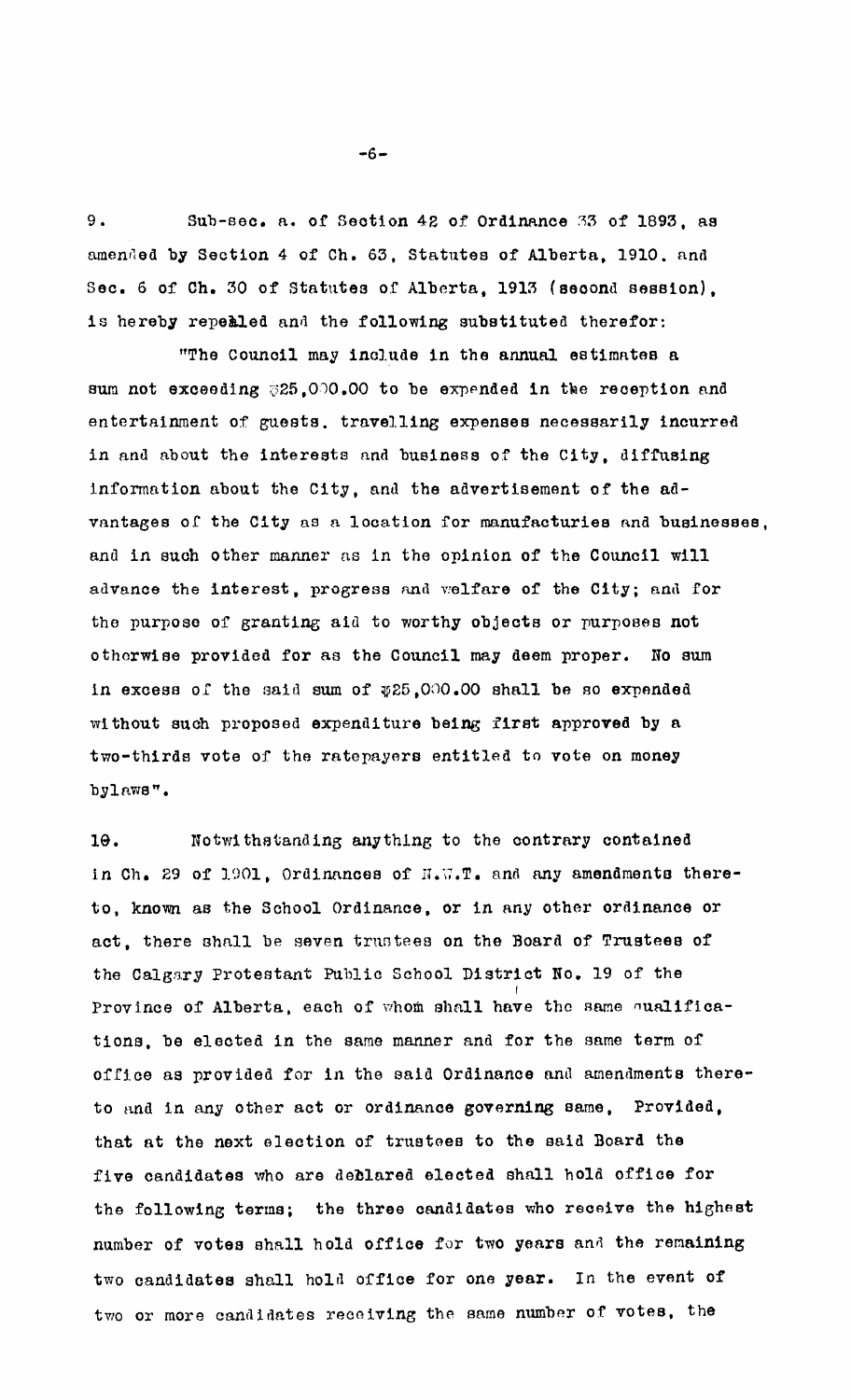9. Sub-sec. a. of Section 42 of Ordinance 33 of 1893, as amended by Section 4 of Ch. 63, Statutes of Alberta, 1910. and Sec. 6 of Ch. 30 of Statutes of Alberta, 1913 (second session), is hereby repealed and the following substituted therefor:

"The Council may include in the annual estimates a sum not exceeding $25,000.00 to be expended in the reception and entertainment of guests. travelling expenses necessarily incurred in and about the interests and business of the City, diffusing information about the City, and the advertisement of the advantages of the City as a location for manufacturies and businesses, and in such other manner as in the opinion of the Council will advance the interest, progress and welfare of the City; and for the purpose of granting aid to worthy objects or purposes not otherwise provided for as the Council may deem proper. No sum in excess of the said sum of $25,000.00 shall be so expended without such proposed expenditure being first approved by a two-thirds vote of the ratepayers entitled to vote on money bylaws".

10. Notwithstanding anything to the contrary contained in Ch. 29 of 1901, Ordinances of N.W.T. and any amendments thereto, known as the School Ordinance, or in any other ordinance or act, there shall be seven trustees on the Board of Trustees of the Calgary Protestant Public School District No. 19 of the Province of Alberta, each of whom shall have the same qualifications, be elected in the same manner and for the same term of office as provided for in the said Ordinance and amendments thereto and in any other act or ordinance governing same, Provided, that at the next election of trustees to the said Board the five candidates who are declared elected shall hold office for the following terms; the three candidates who receive the highest number of votes shall hold office for two years and the remaining two candidates shall hold office for one year. In the event of two or more candidates receiving the same number of votes, the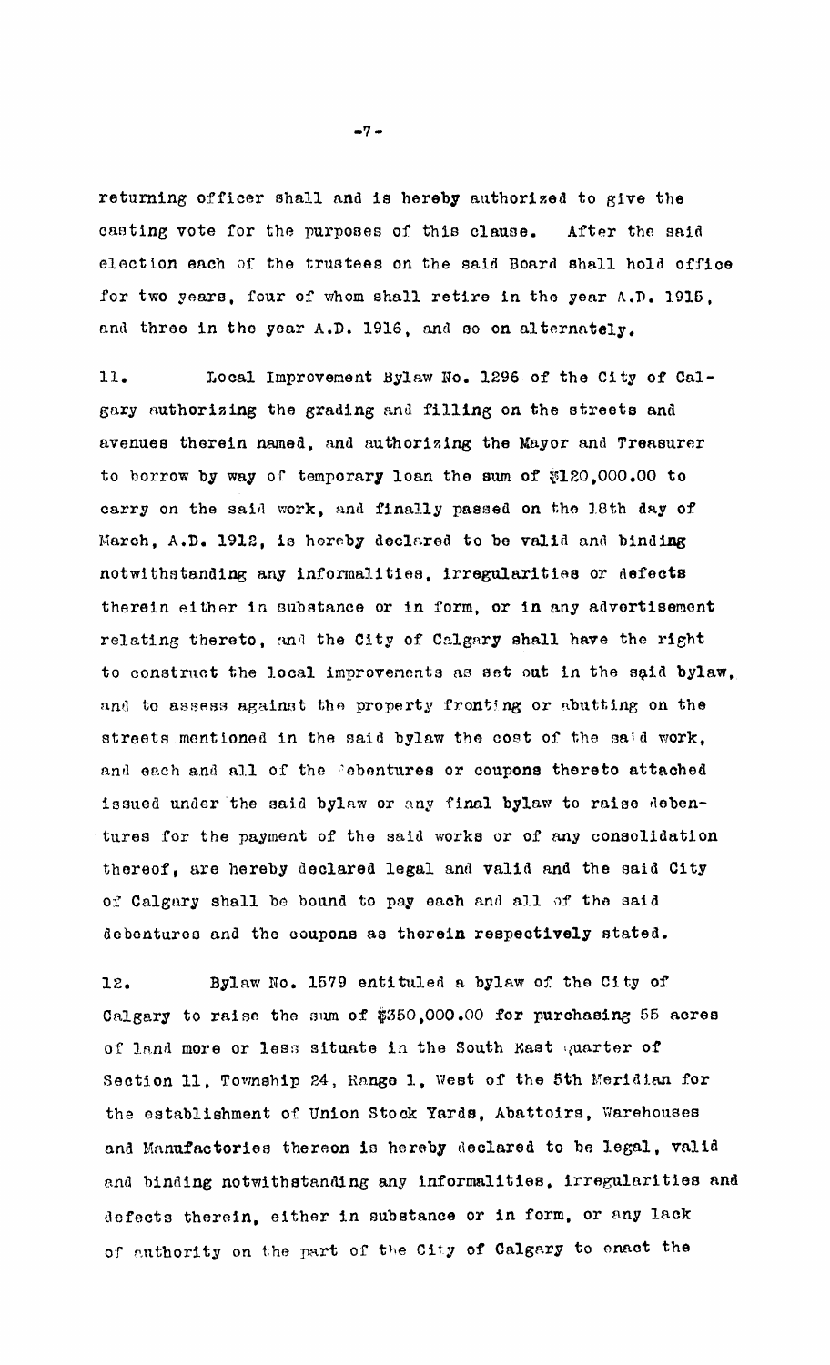returning officer shall and is hereby authorized to give the casting vote for the purposes of this clause. After the said election each of the trustees on the said Board shall hold office for two years, four of whom shall retire in the year A.D. 1915, and three in the year A.D. 1916, and so on alternately.

11. Local Improvement Bylaw No. 1296 of the City of Calgary authorizing the grading and filling on the streets and avenues therein named, and authorizing the Mayor and Treasurer to borrow by way of temporary loan the sum of $120,000.00 to carry on the said work, and finally passed on the 18th day of March, A.D. 1912, is hereby declared to be valid and binding notwithstanding any informalities, irregularities or defects therein either in substance or in form, or in any advertisement relating thereto, and the City of Calgary shall have the right to construct the local improvements as set out in the said bylaw, and to assess against the property fronting or abutting on the streets mentioned in the said bylaw the cost of the said work, and each and all of the debentures or coupons thereto attached issued under the said bylaw or any final bylaw to raise debentures for the payment of the said works or of any consolidation thereof, are hereby declared legal and valid and the said City of Calgary shall be bound to pay each and all of the said debentures and the coupons as therein respectively stated.

12. Bylaw No. 1579 entituled a bylaw of the City of Calgary to raise the sum of $350,000.00 for purchasing 55 acres of land more or less situate in the South East quarter of Section 11, Township 24, Range 1, West of the 5th Meridian for the establishment of Union Stock Yards, Abattoirs, Warehouses and Manufactories thereon is hereby declared to be legal, valid and binding notwithstanding any informalities, irregularities and defects therein, either in substance or in form, or any lack of authority on the part of the City of Calgary to enact the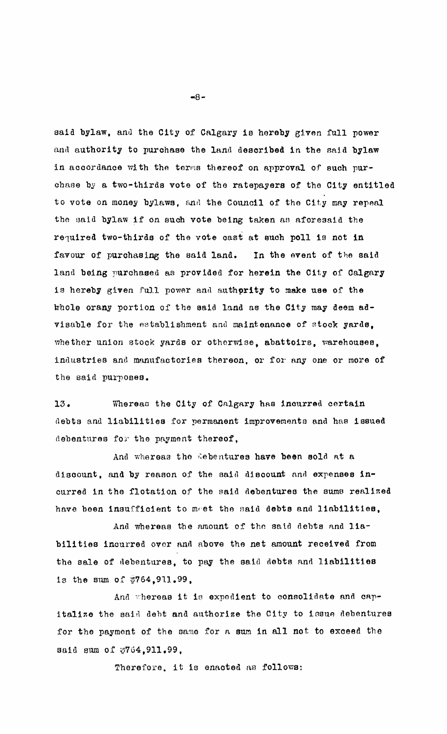said bylaw, and the City of Calgary is hereby given full power and authority to purchase the land described in the said bylaw in accordance with the terms thereof on approval of such purchase by a two-thirds vote of the ratepayers of the City entitled to vote on money bylaws, and the Council of the City may repeal the said bylaw if on such vote being taken as aforesaid the required two-thirds of the vote cast at such poll is not in favour of purchasing the said land. In the event of the said land being purchased as provided for herein the City of Calgary is hereby given full power and authority to make use of the whole orany portion of the said land as the City may deem advisable for the establishment and maintenance of stock yards, whether union stock yards or otherwise, abattoirs, warehouses, industries and manufactories thereon, or for any one or more of the said purposes.

13. Whereas the City of Calgary has incurred certain debts and liabilities for permanent improvements and has issued debentures for the payment thereof,

And whereas the debentures have been sold at a discount, and by reason of the said discount and expenses incurred in the flotation of the said debentures the sums realized have been insufficient to meet the said debts and liabilities,

And whereas the amount of the said debts and liabilities incurred over and above the net amount received from the sale of debentures, to pay the said debts and liabilities is the sum of $764,911.99,

And whereas it is expedient to consolidate and capitalize the said debt and authorize the City to issue debentures for the payment of the same for a sum in all not to exceed the said sum of $764,911.99,

Therefore, it is enacted as follows: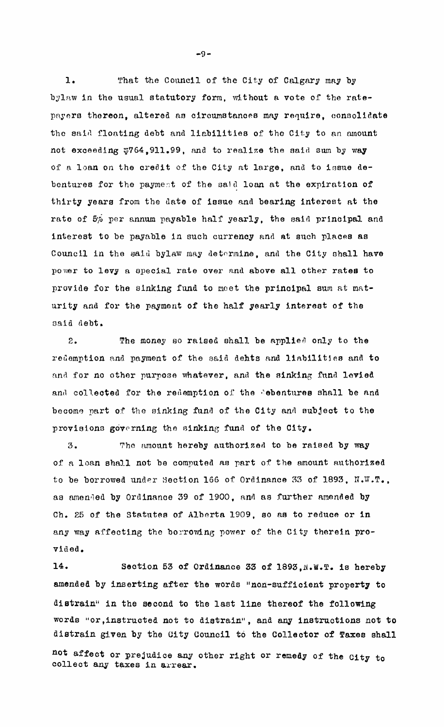1. That the Council of the City of Calgary may by bylaw in the usual statutory form, without a vote of the ratepayers thereon, altered as circumstances may require, consolidate the said floating debt and liabilities of the City to an amount not exceeding $764,911.99, and to realize the said sum by way of a loan on the credit of the City at large, and to issue debentures for the payment of the said loan at the expiration of thirty years from the date of issue and bearing interest at the rate of 5% per annum payable half yearly, the said principal and interest to be payable in such currency and at such places as Council in the said bylaw may determine, and the City shall have power to levy a special rate over and above all other rates to provide for the sinking fund to meet the principal sum at maturity and for the payment of the half yearly interest of the said debt.

2. The money so raised shall be applied only to the redemption and payment of the said debts and liabilities and to and for no other purpose whatever, and the sinking fund levied and collected for the redemption of the debentures shall be and become part of the sinking fund of the City and subject to the provisions governing the sinking fund of the City.

3. The amount hereby authorized to be raised by way of a loan shall not be computed as part of the amount authorized to be borrowed under Section 166 of Ordinance 33 of 1893, N.W.T., as amended by Ordinance 39 of 1900, and as further amended by Ch. 25 of the Statutes of Alberta 1909, so as to reduce or in any way affecting the borrowing power of the City therein provided.

14. Section 53 of Ordinance 33 of 1893,N.W.T. is hereby amended by inserting after the words "non-sufficient property to distrain" in the second to the last line thereof the following words "or,instructed not to distrain", and any instructions not to distrain given by the City Council to the Collector of Taxes shall not affect or prejudice any other right or remedy of the City to collect any taxes in arrear.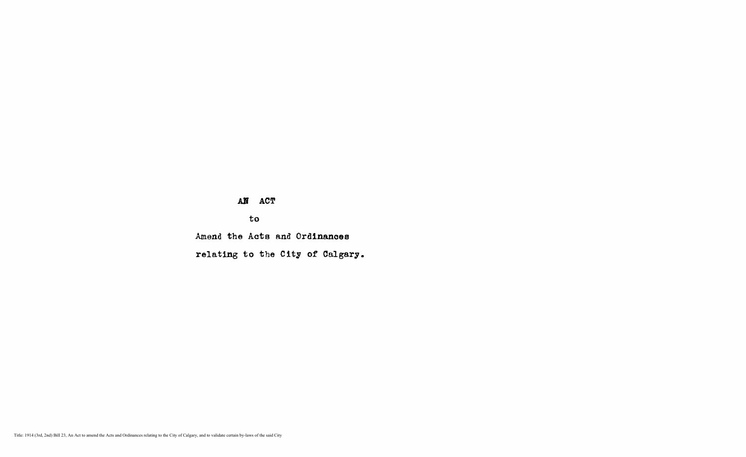AN ACT

to

Amend the Acts and Ordinances

relating to the City of Calgary.

Title: 1914 (3rd, 2nd) Bill 23, An Act to amend the Acts and Ordinances relating to the City of Calgary, and to validate certain by-laws of the said City